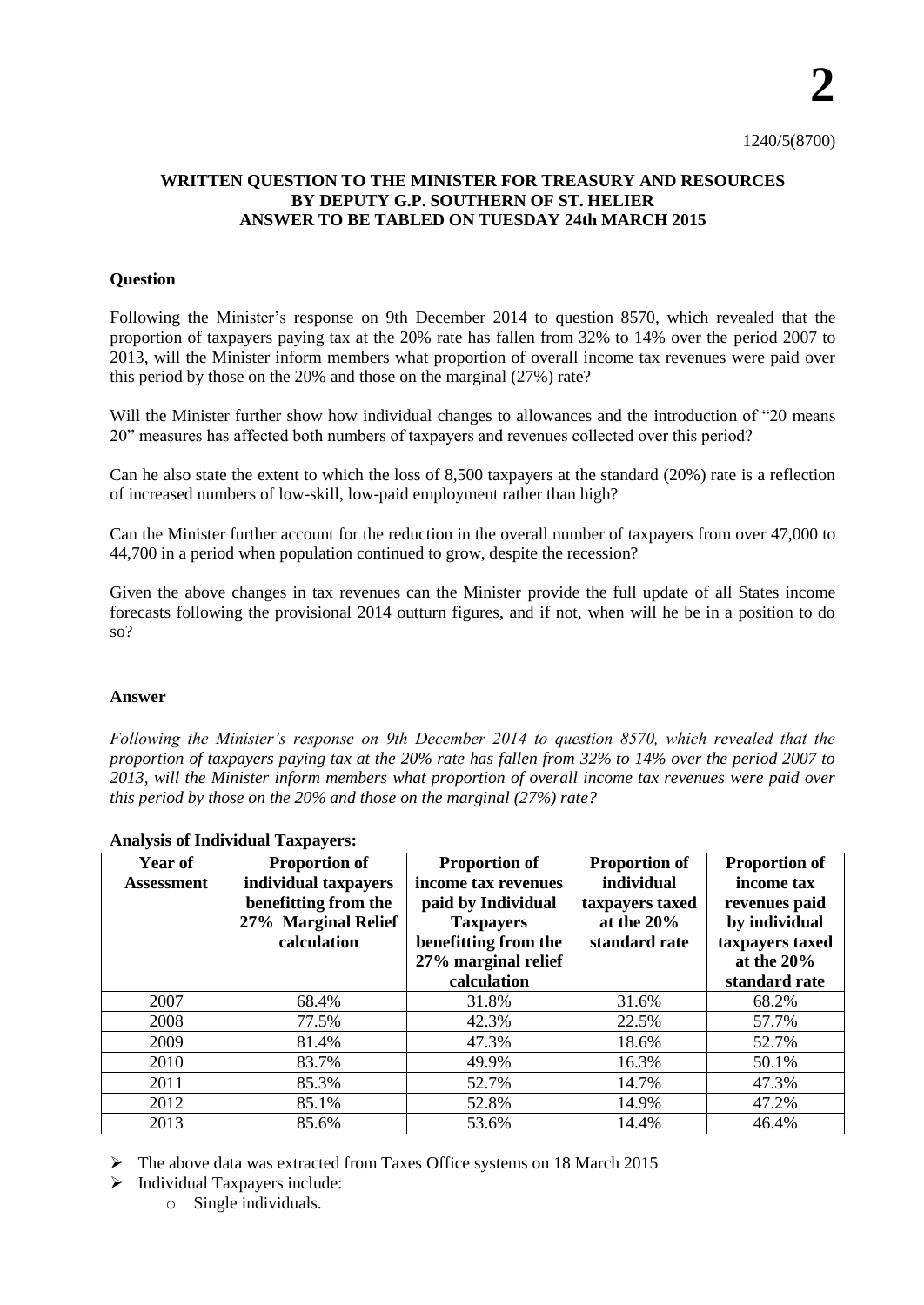**2**

1240/5(8700)

### WRITTEN QUESTION TO THE MINISTER FOR TREASURY AND RESOURCES BY DEPUTY G.P. SOUTHERN OF ST. HELIER ANSWER TO BE TABLED ON TUESDAY 24th MARCH 2015

**Question**

Following the Minister's response on 9th December 2014 to question 8570, which revealed that the proportion of taxpayers paying tax at the 20% rate has fallen from 32% to 14% over the period 2007 to 2013, will the Minister inform members what proportion of overall income tax revenues were paid over this period by those on the 20% and those on the marginal (27%) rate?

Will the Minister further show how individual changes to allowances and the introduction of "20 means 20" measures has affected both numbers of taxpayers and revenues collected over this period?

Can he also state the extent to which the loss of 8,500 taxpayers at the standard (20%) rate is a reflection of increased numbers of low-skill, low-paid employment rather than high?

Can the Minister further account for the reduction in the overall number of taxpayers from over 47,000 to 44,700 in a period when population continued to grow, despite the recession?

Given the above changes in tax revenues can the Minister provide the full update of all States income forecasts following the provisional 2014 outturn figures, and if not, when will he be in a position to do so?

**Answer**

*Following the Minister's response on 9th December 2014 to question 8570, which revealed that the proportion of taxpayers paying tax at the 20% rate has fallen from 32% to 14% over the period 2007 to 2013, will the Minister inform members what proportion of overall income tax revenues were paid over this period by those on the 20% and those on the marginal (27%) rate?*

**Analysis of Individual Taxpayers:**

| Year of Assessment | Proportion of individual taxpayers benefitting from the 27% Marginal Relief calculation | Proportion of income tax revenues paid by Individual Taxpayers benefitting from the 27% marginal relief calculation | Proportion of individual taxpayers taxed at the 20% standard rate | Proportion of income tax revenues paid by individual taxpayers taxed at the 20% standard rate |
|---|---|---|---|---|
| 2007 | 68.4% | 31.8% | 31.6% | 68.2% |
| 2008 | 77.5% | 42.3% | 22.5% | 57.7% |
| 2009 | 81.4% | 47.3% | 18.6% | 52.7% |
| 2010 | 83.7% | 49.9% | 16.3% | 50.1% |
| 2011 | 85.3% | 52.7% | 14.7% | 47.3% |
| 2012 | 85.1% | 52.8% | 14.9% | 47.2% |
| 2013 | 85.6% | 53.6% | 14.4% | 46.4% |

- The above data was extracted from Taxes Office systems on 18 March 2015
- Individual Taxpayers include:
  - Single individuals.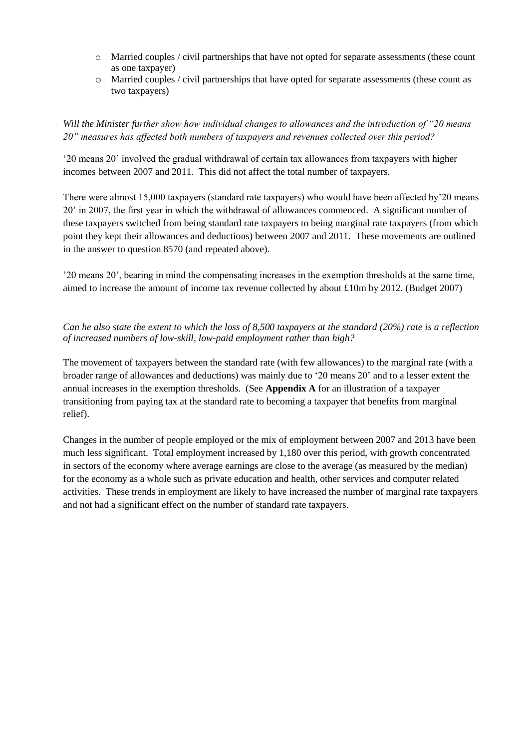- Married couples / civil partnerships that have not opted for separate assessments (these count as one taxpayer)
- Married couples / civil partnerships that have opted for separate assessments (these count as two taxpayers)

*Will the Minister further show how individual changes to allowances and the introduction of "20 means 20" measures has affected both numbers of taxpayers and revenues collected over this period?*

'20 means 20' involved the gradual withdrawal of certain tax allowances from taxpayers with higher incomes between 2007 and 2011. This did not affect the total number of taxpayers.

There were almost 15,000 taxpayers (standard rate taxpayers) who would have been affected by'20 means 20' in 2007, the first year in which the withdrawal of allowances commenced. A significant number of these taxpayers switched from being standard rate taxpayers to being marginal rate taxpayers (from which point they kept their allowances and deductions) between 2007 and 2011. These movements are outlined in the answer to question 8570 (and repeated above).

'20 means 20', bearing in mind the compensating increases in the exemption thresholds at the same time, aimed to increase the amount of income tax revenue collected by about £10m by 2012. (Budget 2007)

*Can he also state the extent to which the loss of 8,500 taxpayers at the standard (20%) rate is a reflection of increased numbers of low-skill, low-paid employment rather than high?*

The movement of taxpayers between the standard rate (with few allowances) to the marginal rate (with a broader range of allowances and deductions) was mainly due to '20 means 20' and to a lesser extent the annual increases in the exemption thresholds. (See **Appendix A** for an illustration of a taxpayer transitioning from paying tax at the standard rate to becoming a taxpayer that benefits from marginal relief).

Changes in the number of people employed or the mix of employment between 2007 and 2013 have been much less significant. Total employment increased by 1,180 over this period, with growth concentrated in sectors of the economy where average earnings are close to the average (as measured by the median) for the economy as a whole such as private education and health, other services and computer related activities. These trends in employment are likely to have increased the number of marginal rate taxpayers and not had a significant effect on the number of standard rate taxpayers.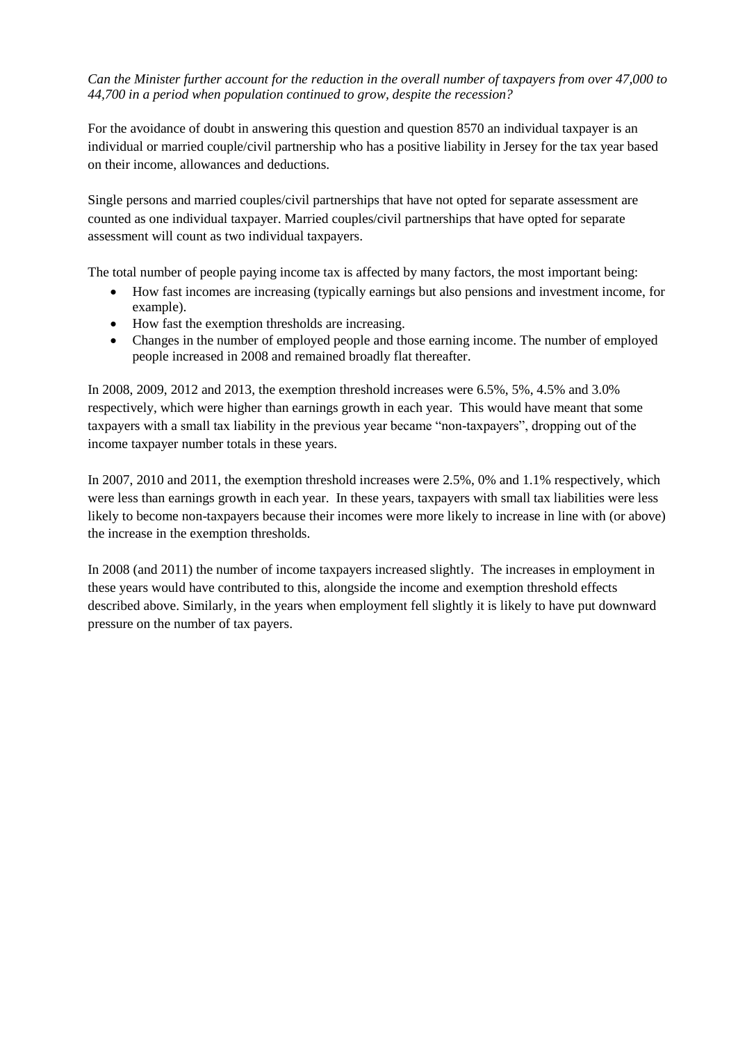*Can the Minister further account for the reduction in the overall number of taxpayers from over 47,000 to 44,700 in a period when population continued to grow, despite the recession?*

For the avoidance of doubt in answering this question and question 8570 an individual taxpayer is an individual or married couple/civil partnership who has a positive liability in Jersey for the tax year based on their income, allowances and deductions.

Single persons and married couples/civil partnerships that have not opted for separate assessment are counted as one individual taxpayer. Married couples/civil partnerships that have opted for separate assessment will count as two individual taxpayers.

The total number of people paying income tax is affected by many factors, the most important being:

- How fast incomes are increasing (typically earnings but also pensions and investment income, for example).
- How fast the exemption thresholds are increasing.
- Changes in the number of employed people and those earning income. The number of employed people increased in 2008 and remained broadly flat thereafter.

In 2008, 2009, 2012 and 2013, the exemption threshold increases were 6.5%, 5%, 4.5% and 3.0% respectively, which were higher than earnings growth in each year. This would have meant that some taxpayers with a small tax liability in the previous year became "non-taxpayers", dropping out of the income taxpayer number totals in these years.

In 2007, 2010 and 2011, the exemption threshold increases were 2.5%, 0% and 1.1% respectively, which were less than earnings growth in each year. In these years, taxpayers with small tax liabilities were less likely to become non-taxpayers because their incomes were more likely to increase in line with (or above) the increase in the exemption thresholds.

In 2008 (and 2011) the number of income taxpayers increased slightly. The increases in employment in these years would have contributed to this, alongside the income and exemption threshold effects described above. Similarly, in the years when employment fell slightly it is likely to have put downward pressure on the number of tax payers.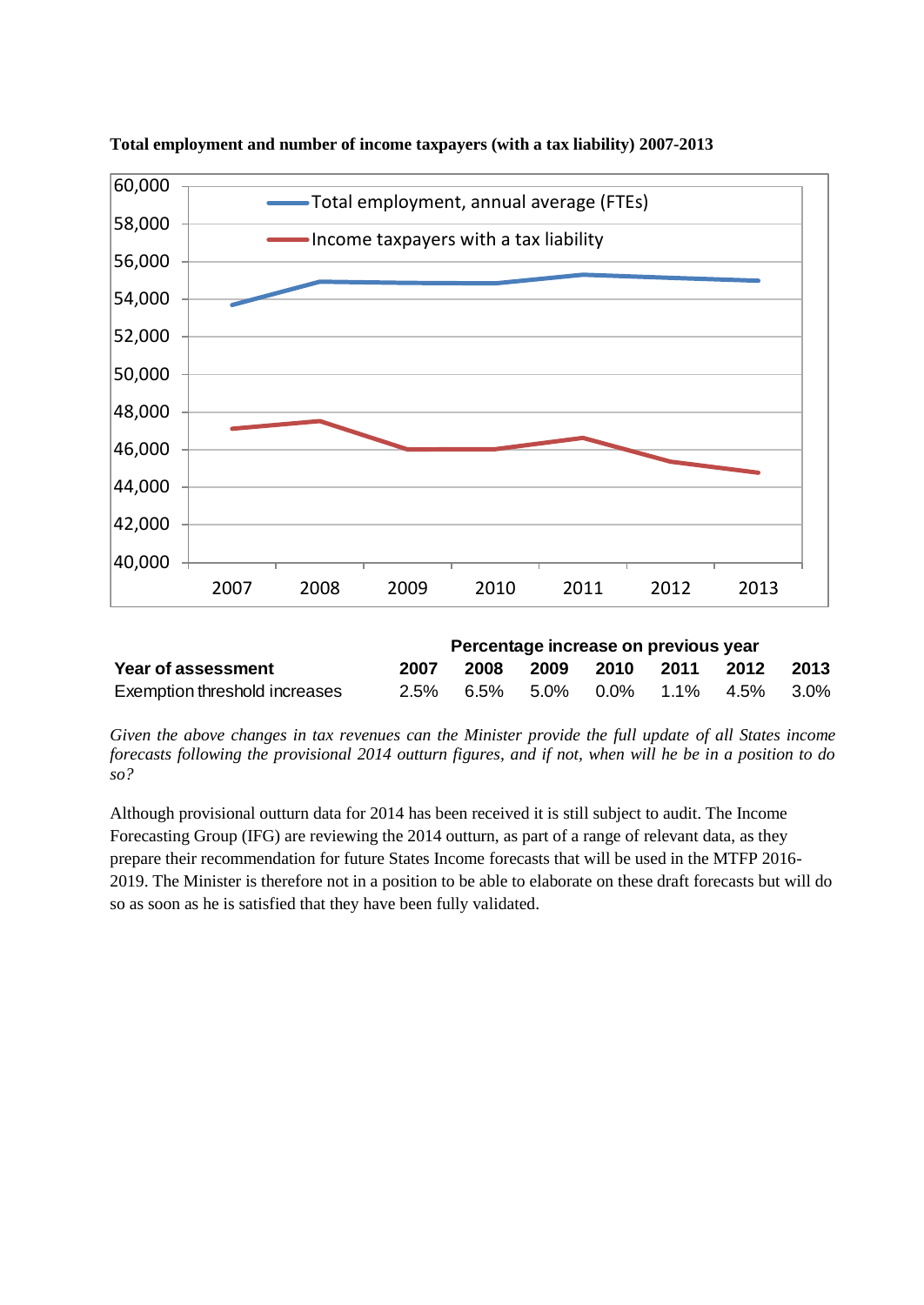**Total employment and number of income taxpayers (with a tax liability) 2007-2013**

|  | Percentage increase on previous year | | | | | | |
|---|---|---|---|---|---|---|---|
| **Year of assessment** | **2007** | **2008** | **2009** | **2010** | **2011** | **2012** | **2013** |
| Exemption threshold increases | 2.5% | 6.5% | 5.0% | 0.0% | 1.1% | 4.5% | 3.0% |

*Given the above changes in tax revenues can the Minister provide the full update of all States income forecasts following the provisional 2014 outturn figures, and if not, when will he be in a position to do so?*

Although provisional outturn data for 2014 has been received it is still subject to audit. The Income Forecasting Group (IFG) are reviewing the 2014 outturn, as part of a range of relevant data, as they prepare their recommendation for future States Income forecasts that will be used in the MTFP 2016-2019. The Minister is therefore not in a position to be able to elaborate on these draft forecasts but will do so as soon as he is satisfied that they have been fully validated.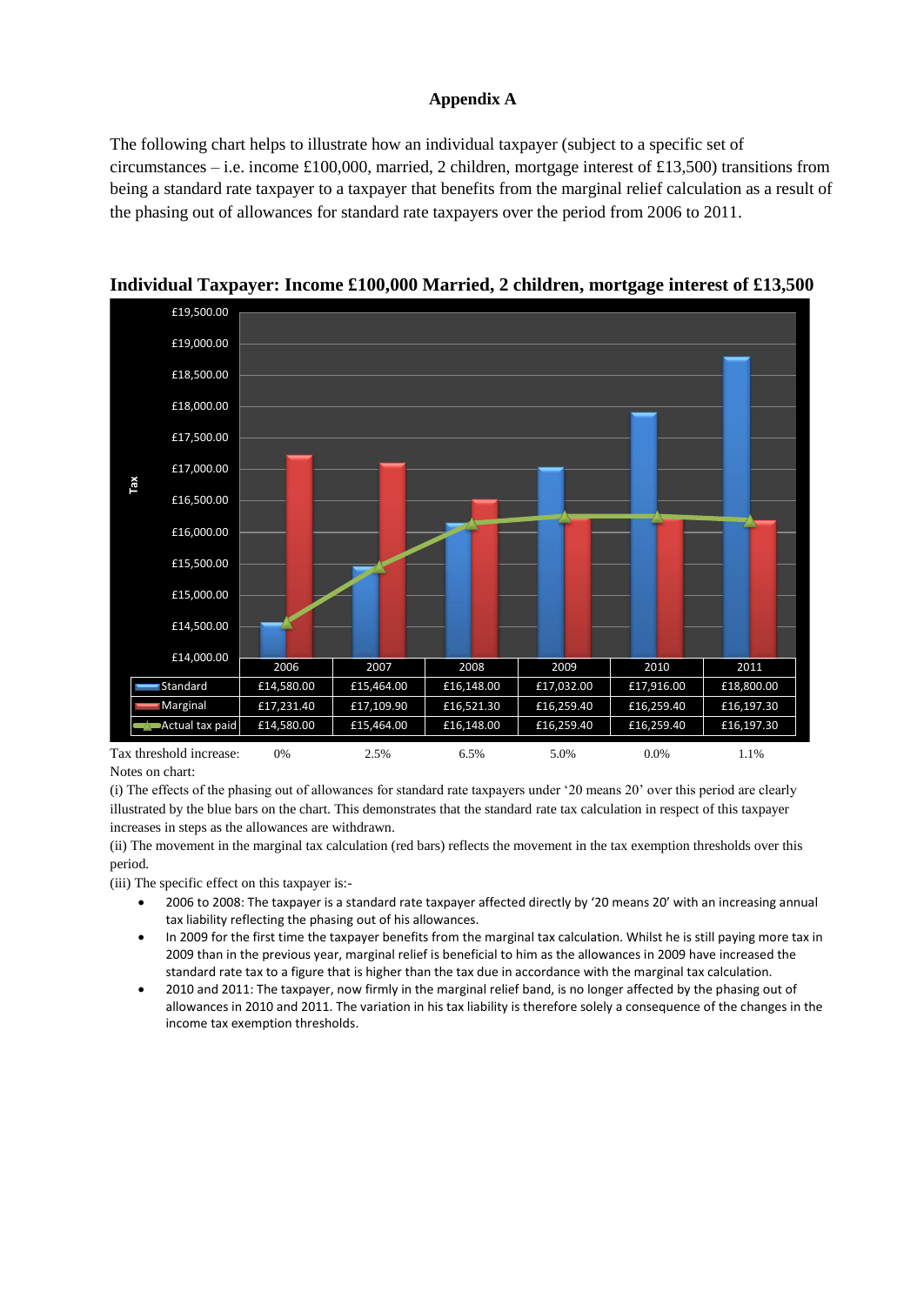**Appendix A**

The following chart helps to illustrate how an individual taxpayer (subject to a specific set of circumstances – i.e. income £100,000, married, 2 children, mortgage interest of £13,500) transitions from being a standard rate taxpayer to a taxpayer that benefits from the marginal relief calculation as a result of the phasing out of allowances for standard rate taxpayers over the period from 2006 to 2011.

**Individual Taxpayer: Income £100,000 Married, 2 children, mortgage interest of £13,500**

Tax

£19,500.00
£19,000.00
£18,500.00
£18,000.00
£17,500.00
£17,000.00
£16,500.00
£16,000.00
£15,500.00
£15,000.00
£14,500.00
£14,000.00

2006 2007 2008 2009 2010 2011

Standard £14,580.00 £15,464.00 £16,148.00 £17,032.00 £17,916.00 £18,800.00

Marginal £17,231.40 £17,109.90 £16,521.30 £16,259.40 £16,259.40 £16,197.30

Actual tax paid £14,580.00 £15,464.00 £16,148.00 £16,259.40 £16,259.40 £16,197.30

Tax threshold increase: 0% 2.5% 6.5% 5.0% 0.0% 1.1%

Notes on chart:

(i) The effects of the phasing out of allowances for standard rate taxpayers under '20 means 20' over this period are clearly illustrated by the blue bars on the chart. This demonstrates that the standard rate tax calculation in respect of this taxpayer increases in steps as the allowances are withdrawn.

(ii) The movement in the marginal tax calculation (red bars) reflects the movement in the tax exemption thresholds over this period.

(iii) The specific effect on this taxpayer is:-

- 2006 to 2008: The taxpayer is a standard rate taxpayer affected directly by '20 means 20' with an increasing annual tax liability reflecting the phasing out of his allowances.
- In 2009 for the first time the taxpayer benefits from the marginal tax calculation. Whilst he is still paying more tax in 2009 than in the previous year, marginal relief is beneficial to him as the allowances in 2009 have increased the standard rate tax to a figure that is higher than the tax due in accordance with the marginal tax calculation.
- 2010 and 2011: The taxpayer, now firmly in the marginal relief band, is no longer affected by the phasing out of allowances in 2010 and 2011. The variation in his tax liability is therefore solely a consequence of the changes in the income tax exemption thresholds.